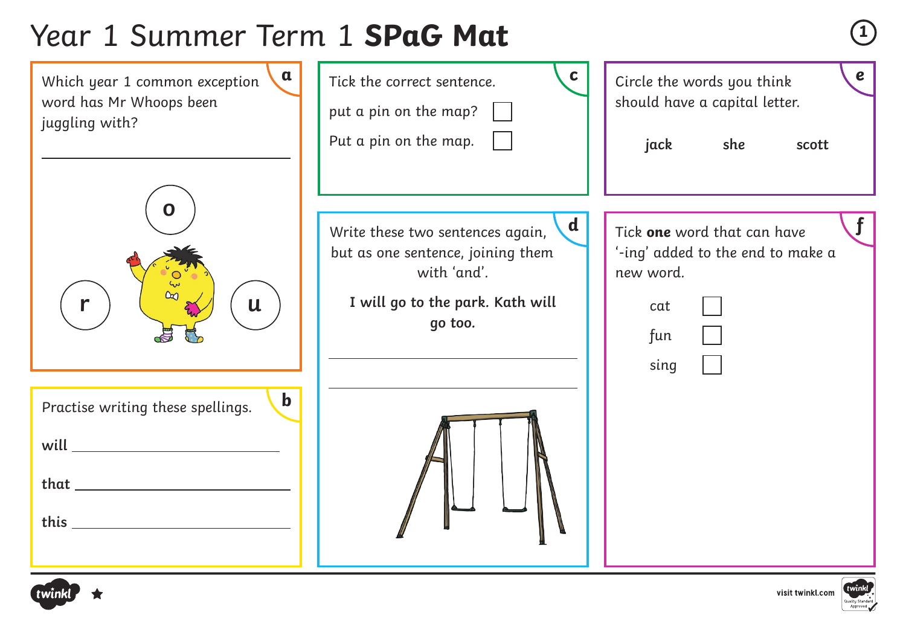# Year 1 Summer Term 1 **SPaG Mat**

## a

Which year 1 common exception word has Mr Whoops been juggling with?

\_\_\_\_\_\_\_\_\_\_\_\_\_\_\_\_\_\_\_\_\_\_\_\_\_\_\_\_

o

r u

## b

Practise writing these spellings.

**will** \_\_\_\_\_\_\_\_\_\_\_\_\_\_\_\_\_\_\_\_\_\_\_\_

**that** \_\_\_\_\_\_\_\_\_\_\_\_\_\_\_\_\_\_\_\_\_\_\_\_

**this** \_\_\_\_\_\_\_\_\_\_\_\_\_\_\_\_\_\_\_\_\_\_\_\_

## c

Tick the correct sentence.

put a pin on the map? ☐

Put a pin on the map. ☐

## d

Write these two sentences again, but as one sentence, joining them with 'and'.

**I will go to the park. Kath will go too.**

\_\_\_\_\_\_\_\_\_\_\_\_\_\_\_\_\_\_\_\_\_\_\_\_\_\_\_\_

\_\_\_\_\_\_\_\_\_\_\_\_\_\_\_\_\_\_\_\_\_\_\_\_\_\_\_\_

## e

Circle the words you think should have a capital letter.

**jack** **she** **scott**

## f

Tick **one** word that can have '-ing' added to the end to make a new word.

cat ☐

fun ☐

sing ☐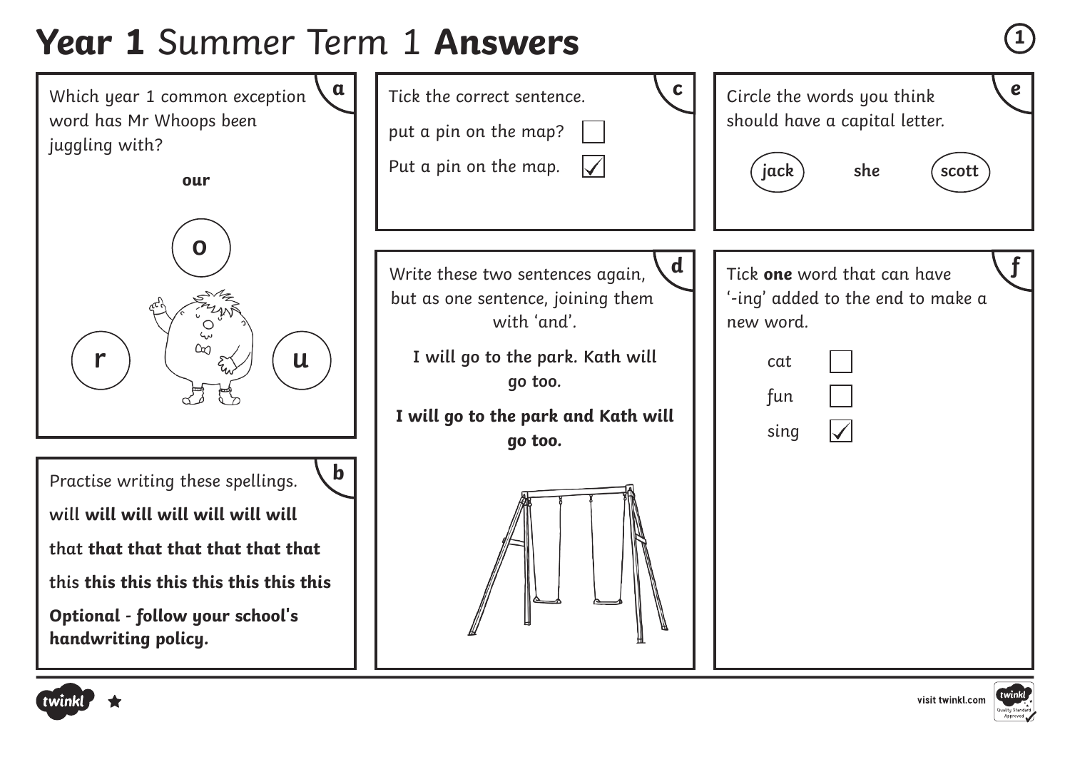# **Year 1** Summer Term 1 **Answers**

## a

Which year 1 common exception word has Mr Whoops been juggling with?

**our**

o

r u

## b

Practise writing these spellings.

will **will will will will will will**

that **that that that that that that**

this **this this this this this this**

**Optional - follow your school's handwriting policy.**

## c

Tick the correct sentence.

put a pin on the map? ☐

Put a pin on the map. ☑

## d

Write these two sentences again, but as one sentence, joining them with 'and'.

**I will go to the park. Kath will go too.**

**I will go to the park and Kath will go too.**

## e

Circle the words you think should have a capital letter.

(**jack**) **she** (**scott**)

## f

Tick **one** word that can have '-ing' added to the end to make a new word.

cat ☐

fun ☐

sing ☑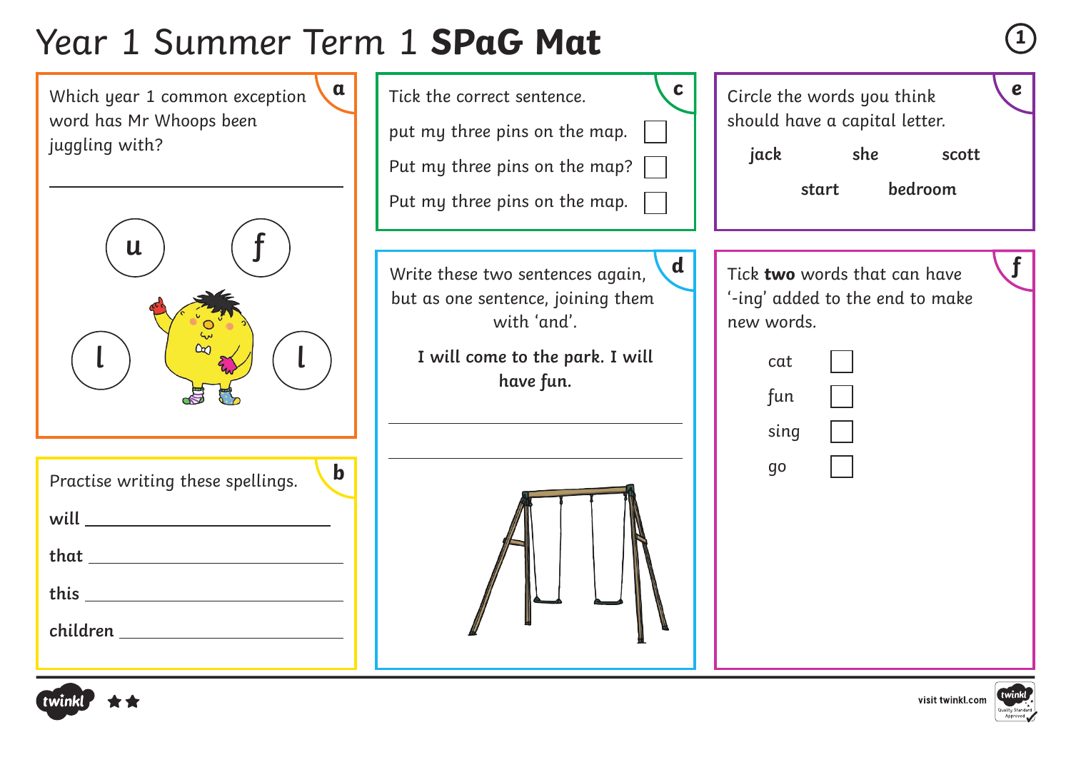# Year 1 Summer Term 1 **SPaG Mat**

## a

Which year 1 common exception word has Mr Whoops been juggling with?

\_\_\_\_\_\_\_\_\_\_\_\_\_\_\_\_\_\_\_\_\_\_\_\_\_\_\_\_\_\_

u f l l

## b

Practise writing these spellings.

**will** \_\_\_\_\_\_\_\_\_\_\_\_\_\_\_\_\_\_\_\_

**that** \_\_\_\_\_\_\_\_\_\_\_\_\_\_\_\_\_\_\_\_

**this** \_\_\_\_\_\_\_\_\_\_\_\_\_\_\_\_\_\_\_\_

**children** \_\_\_\_\_\_\_\_\_\_\_\_\_\_\_\_\_\_\_\_

## c

Tick the correct sentence.

- put my three pins on the map. ☐
- Put my three pins on the map? ☐
- Put my three pins on the map. ☐

## d

Write these two sentences again, but as one sentence, joining them with 'and'.

**I will come to the park. I will have fun.**

\_\_\_\_\_\_\_\_\_\_\_\_\_\_\_\_\_\_\_\_\_\_\_\_\_\_\_\_\_\_

\_\_\_\_\_\_\_\_\_\_\_\_\_\_\_\_\_\_\_\_\_\_\_\_\_\_\_\_\_\_

## e

Circle the words you think should have a capital letter.

**jack** **she** **scott**

**start** **bedroom**

## f

Tick **two** words that can have '-ing' added to the end to make new words.

- cat ☐
- fun ☐
- sing ☐
- go ☐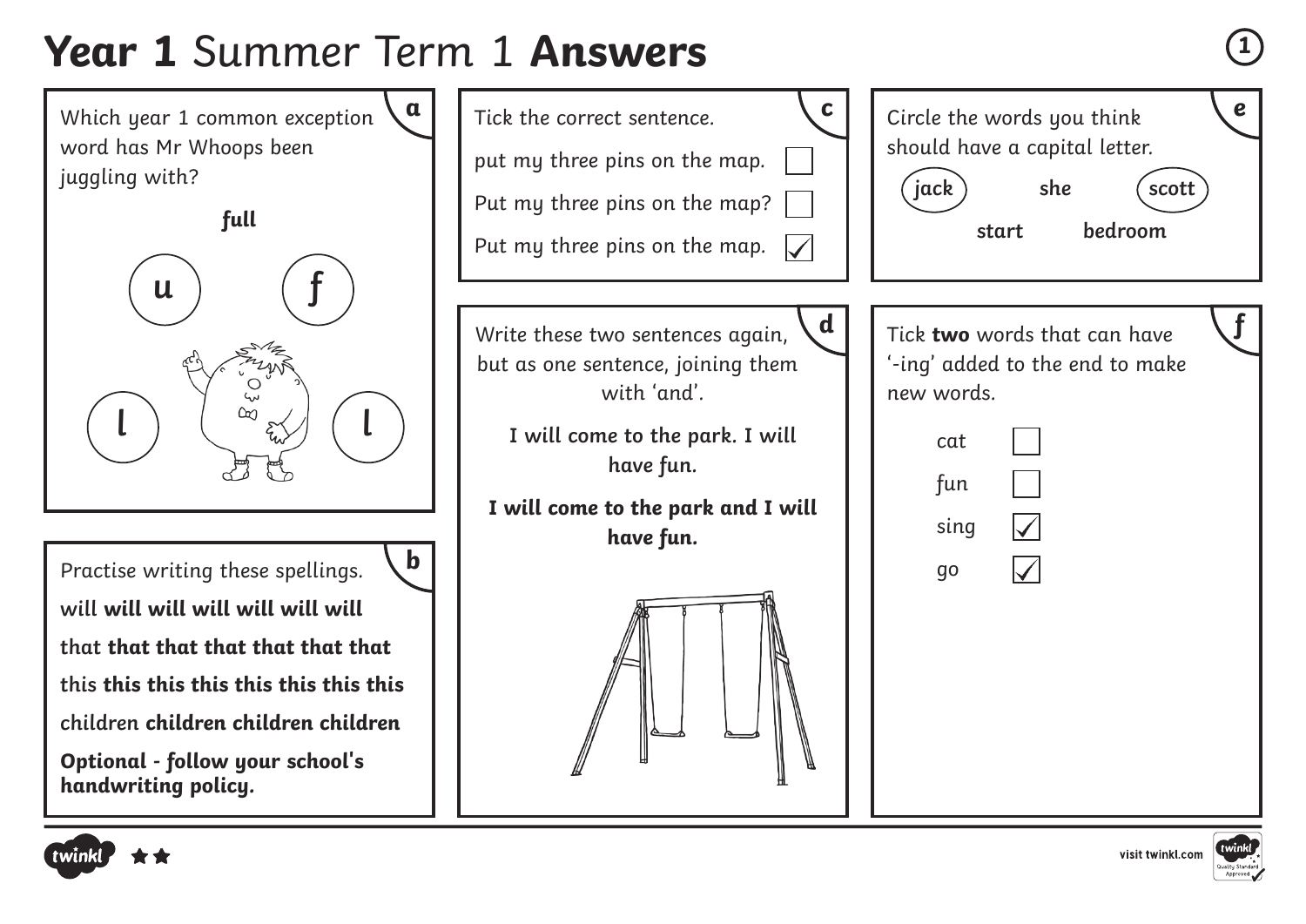# **Year 1** Summer Term 1 **Answers**

## a

Which year 1 common exception word has Mr Whoops been juggling with?

**full**

u f l l

## b

Practise writing these spellings.

will **will will will will will will**

that **that that that that that that**

this **this this this this this this this**

children **children children children**

**Optional - follow your school's handwriting policy.**

## c

Tick the correct sentence.

- put my three pins on the map. ☐
- Put my three pins on the map? ☐
- Put my three pins on the map. ☑

## d

Write these two sentences again, but as one sentence, joining them with 'and'.

**I will come to the park. I will have fun.**

**I will come to the park and I will have fun.**

## e

Circle the words you think should have a capital letter.

**(jack)** **she** **(scott)** **start** **bedroom**

## f

Tick **two** words that can have '-ing' added to the end to make new words.

- cat ☐
- fun ☐
- sing ☑
- go ☑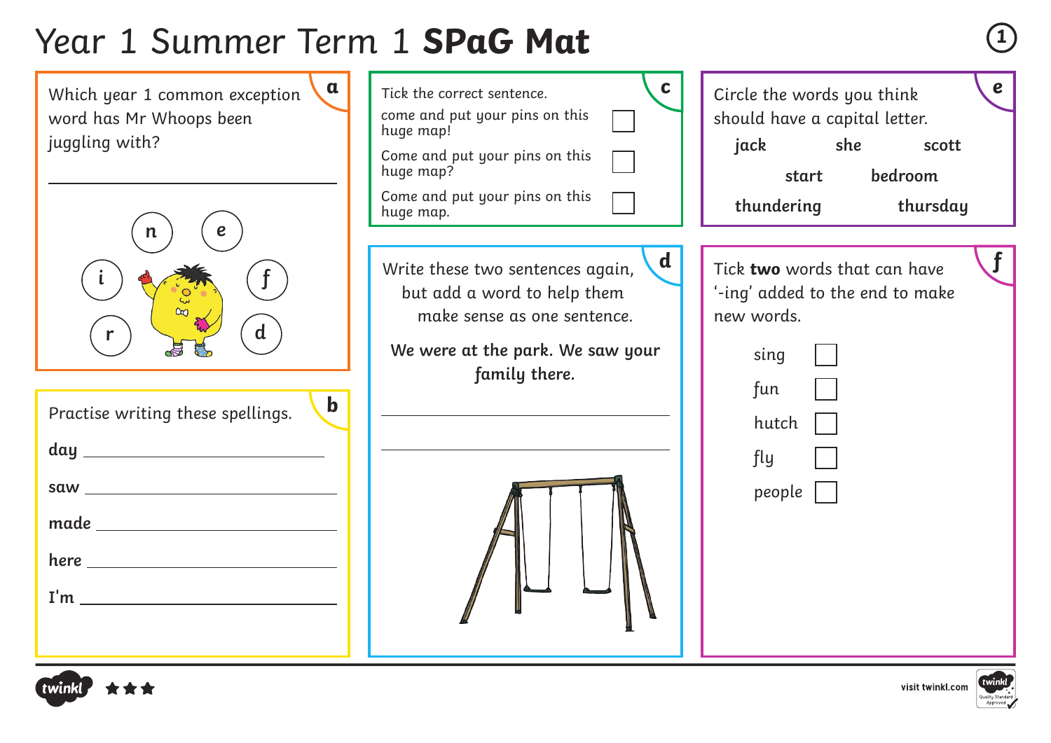# Year 1 Summer Term 1 **SPaG Mat**

## a

Which year 1 common exception word has Mr Whoops been juggling with?

______________________________

n e i f r d

## b

Practise writing these spellings.

**day** ______________________________

**saw** ______________________________

**made** ______________________________

**here** ______________________________

**I'm** ______________________________

## c

Tick the correct sentence.

- come and put your pins on this huge map! ☐
- Come and put your pins on this huge map? ☐
- Come and put your pins on this huge map. ☐

## d

Write these two sentences again, but add a word to help them make sense as one sentence.

**We were at the park. We saw your family there.**

______________________________

______________________________

## e

Circle the words you think should have a capital letter.

**jack** **she** **scott**

**start** **bedroom**

**thundering** **thursday**

## f

Tick **two** words that can have '-ing' added to the end to make new words.

- sing ☐
- fun ☐
- hutch ☐
- fly ☐
- people ☐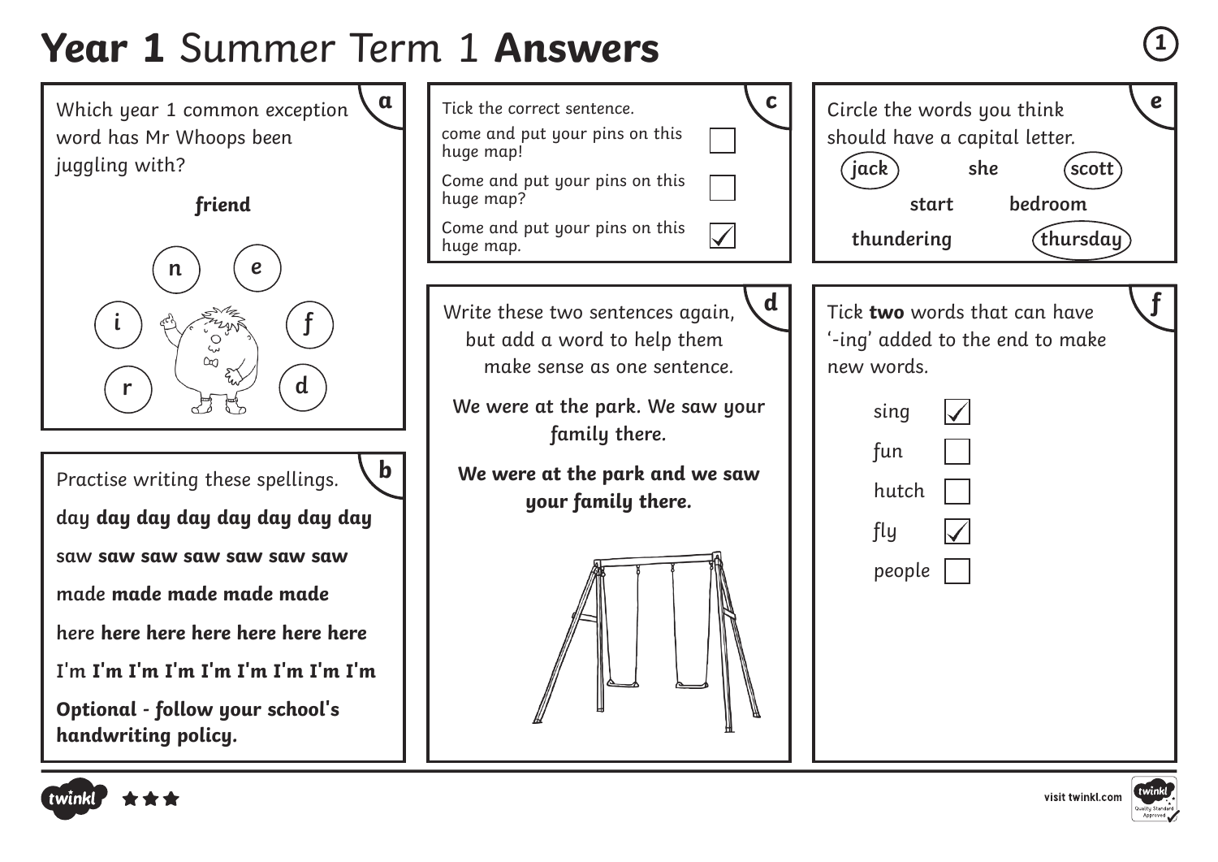# **Year 1** Summer Term 1 **Answers**

## a

Which year 1 common exception word has Mr Whoops been juggling with?

**friend**

n e i f r d

## b

Practise writing these spellings.

day **day day day day day day day**

saw **saw saw saw saw saw saw**

made **made made made made**

here **here here here here here here**

I'm **I'm I'm I'm I'm I'm I'm I'm I'm**

**Optional - follow your school's handwriting policy.**

## c

Tick the correct sentence.

- come and put your pins on this huge map! ☐
- Come and put your pins on this huge map? ☐
- Come and put your pins on this huge map. ☑

## d

Write these two sentences again, but add a word to help them make sense as one sentence.

**We were at the park. We saw your family there.**

**We were at the park and we saw your family there.**

## e

Circle the words you think should have a capital letter.

(jack) she (scott) start bedroom thundering (thursday)

## f

Tick **two** words that can have '-ing' added to the end to make new words.

- sing ☑
- fun ☐
- hutch ☐
- fly ☑
- people ☐